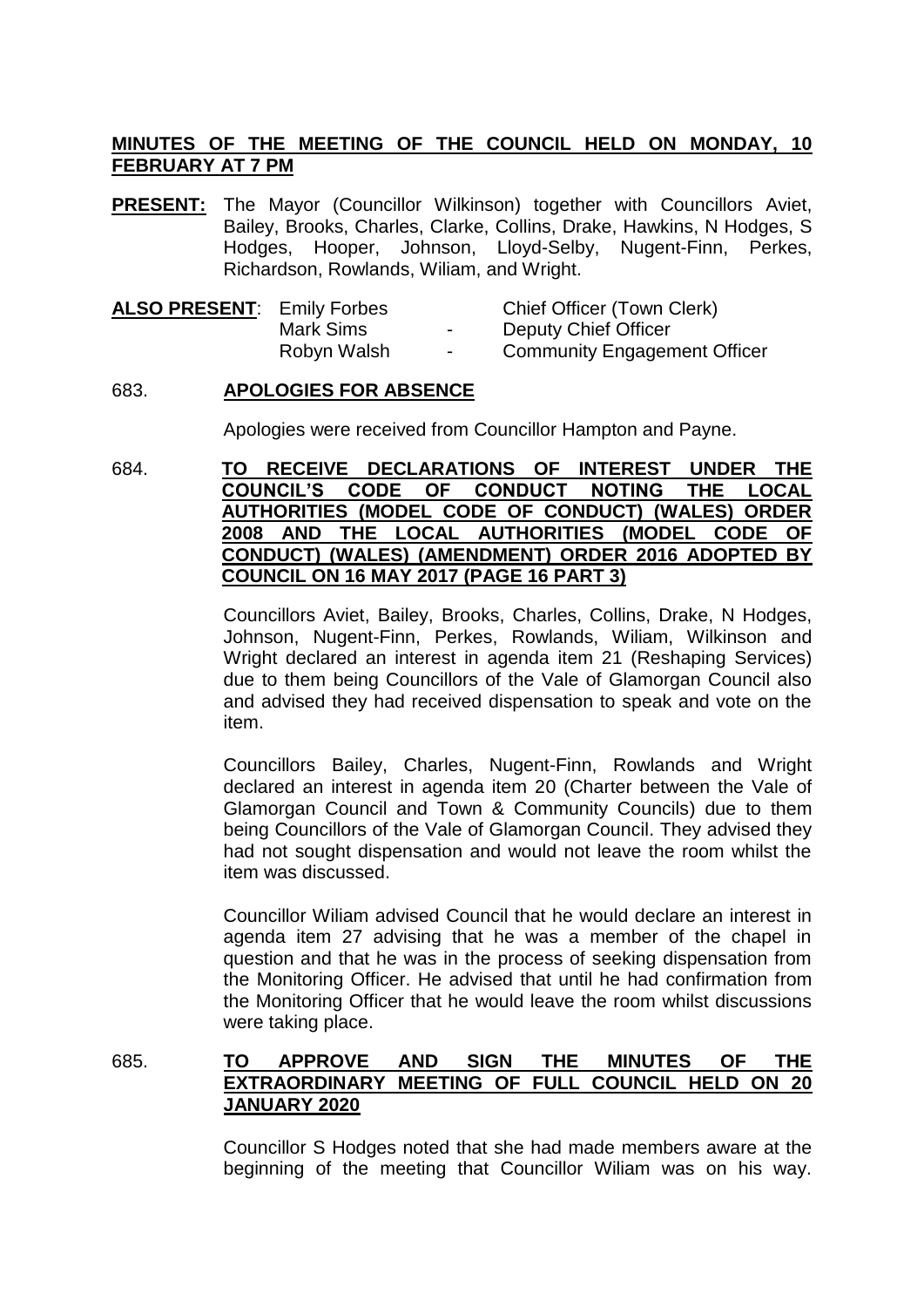**MINUTES OF THE MEETING OF THE COUNCIL HELD ON MONDAY, 10 FEBRUARY AT 7 PM**

**PRESENT:** The Mayor (Councillor Wilkinson) together with Councillors Aviet, Bailey, Brooks, Charles, Clarke, Collins, Drake, Hawkins, N Hodges, S Hodges, Hooper, Johnson, Lloyd-Selby, Nugent-Finn, Perkes, Richardson, Rowlands, Wiliam, and Wright.

**ALSO PRESENT**: 

| | | |
|---|---|---|
| Emily Forbes | | Chief Officer (Town Clerk) |
| Mark Sims | - | Deputy Chief Officer |
| Robyn Walsh | - | Community Engagement Officer |

683. **APOLOGIES FOR ABSENCE**

Apologies were received from Councillor Hampton and Payne.

684. **TO RECEIVE DECLARATIONS OF INTEREST UNDER THE COUNCIL'S CODE OF CONDUCT NOTING THE LOCAL AUTHORITIES (MODEL CODE OF CONDUCT) (WALES) ORDER 2008 AND THE LOCAL AUTHORITIES (MODEL CODE OF CONDUCT) (WALES) (AMENDMENT) ORDER 2016 ADOPTED BY COUNCIL ON 16 MAY 2017 (PAGE 16 PART 3)**

Councillors Aviet, Bailey, Brooks, Charles, Collins, Drake, N Hodges, Johnson, Nugent-Finn, Perkes, Rowlands, Wiliam, Wilkinson and Wright declared an interest in agenda item 21 (Reshaping Services) due to them being Councillors of the Vale of Glamorgan Council also and advised they had received dispensation to speak and vote on the item.

Councillors Bailey, Charles, Nugent-Finn, Rowlands and Wright declared an interest in agenda item 20 (Charter between the Vale of Glamorgan Council and Town & Community Councils) due to them being Councillors of the Vale of Glamorgan Council. They advised they had not sought dispensation and would not leave the room whilst the item was discussed.

Councillor Wiliam advised Council that he would declare an interest in agenda item 27 advising that he was a member of the chapel in question and that he was in the process of seeking dispensation from the Monitoring Officer. He advised that until he had confirmation from the Monitoring Officer that he would leave the room whilst discussions were taking place.

685. **TO APPROVE AND SIGN THE MINUTES OF THE EXTRAORDINARY MEETING OF FULL COUNCIL HELD ON 20 JANUARY 2020**

Councillor S Hodges noted that she had made members aware at the beginning of the meeting that Councillor Wiliam was on his way.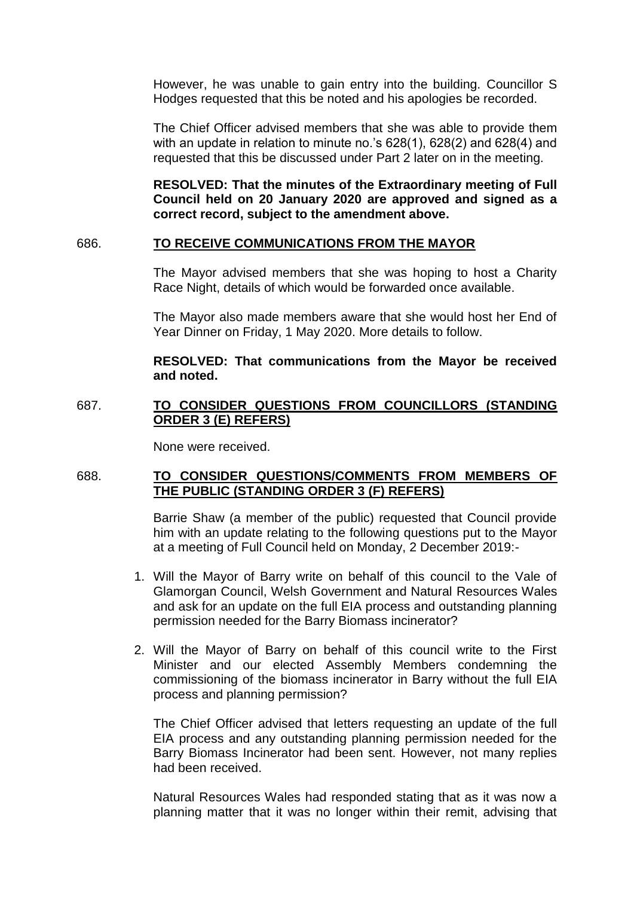However, he was unable to gain entry into the building. Councillor S Hodges requested that this be noted and his apologies be recorded.

The Chief Officer advised members that she was able to provide them with an update in relation to minute no.'s 628(1), 628(2) and 628(4) and requested that this be discussed under Part 2 later on in the meeting.

**RESOLVED: That the minutes of the Extraordinary meeting of Full Council held on 20 January 2020 are approved and signed as a correct record, subject to the amendment above.**

686. **TO RECEIVE COMMUNICATIONS FROM THE MAYOR**

The Mayor advised members that she was hoping to host a Charity Race Night, details of which would be forwarded once available.

The Mayor also made members aware that she would host her End of Year Dinner on Friday, 1 May 2020. More details to follow.

**RESOLVED: That communications from the Mayor be received and noted.**

687. **TO CONSIDER QUESTIONS FROM COUNCILLORS (STANDING ORDER 3 (E) REFERS)**

None were received.

688. **TO CONSIDER QUESTIONS/COMMENTS FROM MEMBERS OF THE PUBLIC (STANDING ORDER 3 (F) REFERS)**

Barrie Shaw (a member of the public) requested that Council provide him with an update relating to the following questions put to the Mayor at a meeting of Full Council held on Monday, 2 December 2019:-

1. Will the Mayor of Barry write on behalf of this council to the Vale of Glamorgan Council, Welsh Government and Natural Resources Wales and ask for an update on the full EIA process and outstanding planning permission needed for the Barry Biomass incinerator?
2. Will the Mayor of Barry on behalf of this council write to the First Minister and our elected Assembly Members condemning the commissioning of the biomass incinerator in Barry without the full EIA process and planning permission?

The Chief Officer advised that letters requesting an update of the full EIA process and any outstanding planning permission needed for the Barry Biomass Incinerator had been sent. However, not many replies had been received.

Natural Resources Wales had responded stating that as it was now a planning matter that it was no longer within their remit, advising that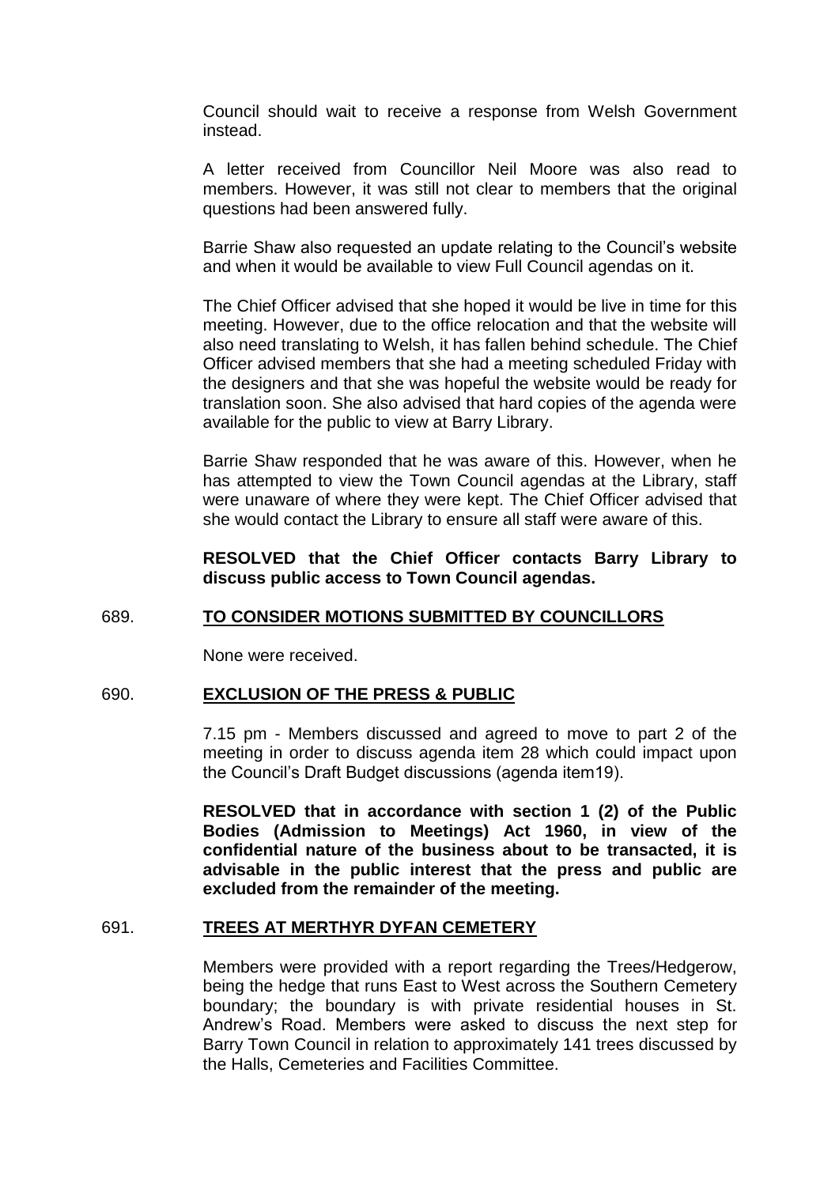Council should wait to receive a response from Welsh Government instead.

A letter received from Councillor Neil Moore was also read to members. However, it was still not clear to members that the original questions had been answered fully.

Barrie Shaw also requested an update relating to the Council's website and when it would be available to view Full Council agendas on it.

The Chief Officer advised that she hoped it would be live in time for this meeting. However, due to the office relocation and that the website will also need translating to Welsh, it has fallen behind schedule. The Chief Officer advised members that she had a meeting scheduled Friday with the designers and that she was hopeful the website would be ready for translation soon. She also advised that hard copies of the agenda were available for the public to view at Barry Library.

Barrie Shaw responded that he was aware of this. However, when he has attempted to view the Town Council agendas at the Library, staff were unaware of where they were kept. The Chief Officer advised that she would contact the Library to ensure all staff were aware of this.

**RESOLVED that the Chief Officer contacts Barry Library to discuss public access to Town Council agendas.**

## 689. TO CONSIDER MOTIONS SUBMITTED BY COUNCILLORS

None were received.

## 690. EXCLUSION OF THE PRESS & PUBLIC

7.15 pm - Members discussed and agreed to move to part 2 of the meeting in order to discuss agenda item 28 which could impact upon the Council's Draft Budget discussions (agenda item19).

**RESOLVED that in accordance with section 1 (2) of the Public Bodies (Admission to Meetings) Act 1960, in view of the confidential nature of the business about to be transacted, it is advisable in the public interest that the press and public are excluded from the remainder of the meeting.**

## 691. TREES AT MERTHYR DYFAN CEMETERY

Members were provided with a report regarding the Trees/Hedgerow, being the hedge that runs East to West across the Southern Cemetery boundary; the boundary is with private residential houses in St. Andrew's Road. Members were asked to discuss the next step for Barry Town Council in relation to approximately 141 trees discussed by the Halls, Cemeteries and Facilities Committee.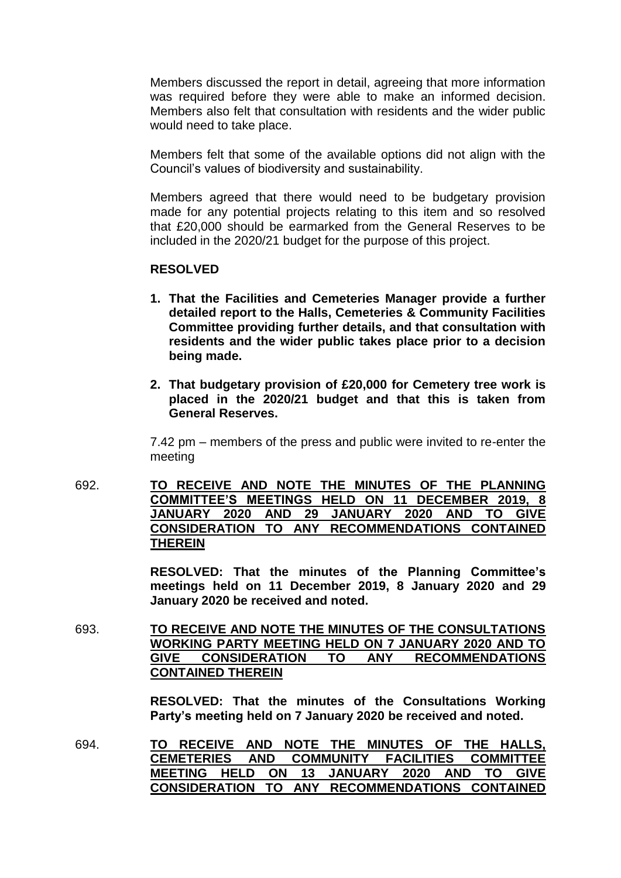Members discussed the report in detail, agreeing that more information was required before they were able to make an informed decision. Members also felt that consultation with residents and the wider public would need to take place.

Members felt that some of the available options did not align with the Council's values of biodiversity and sustainability.

Members agreed that there would need to be budgetary provision made for any potential projects relating to this item and so resolved that £20,000 should be earmarked from the General Reserves to be included in the 2020/21 budget for the purpose of this project.

**RESOLVED**

1. **That the Facilities and Cemeteries Manager provide a further detailed report to the Halls, Cemeteries & Community Facilities Committee providing further details, and that consultation with residents and the wider public takes place prior to a decision being made.**

2. **That budgetary provision of £20,000 for Cemetery tree work is placed in the 2020/21 budget and that this is taken from General Reserves.**

7.42 pm – members of the press and public were invited to re-enter the meeting

692. **TO RECEIVE AND NOTE THE MINUTES OF THE PLANNING COMMITTEE'S MEETINGS HELD ON 11 DECEMBER 2019, 8 JANUARY 2020 AND 29 JANUARY 2020 AND TO GIVE CONSIDERATION TO ANY RECOMMENDATIONS CONTAINED THEREIN**

**RESOLVED: That the minutes of the Planning Committee's meetings held on 11 December 2019, 8 January 2020 and 29 January 2020 be received and noted.**

693. **TO RECEIVE AND NOTE THE MINUTES OF THE CONSULTATIONS WORKING PARTY MEETING HELD ON 7 JANUARY 2020 AND TO GIVE CONSIDERATION TO ANY RECOMMENDATIONS CONTAINED THEREIN**

**RESOLVED: That the minutes of the Consultations Working Party's meeting held on 7 January 2020 be received and noted.**

694. **TO RECEIVE AND NOTE THE MINUTES OF THE HALLS, CEMETERIES AND COMMUNITY FACILITIES COMMITTEE MEETING HELD ON 13 JANUARY 2020 AND TO GIVE CONSIDERATION TO ANY RECOMMENDATIONS CONTAINED**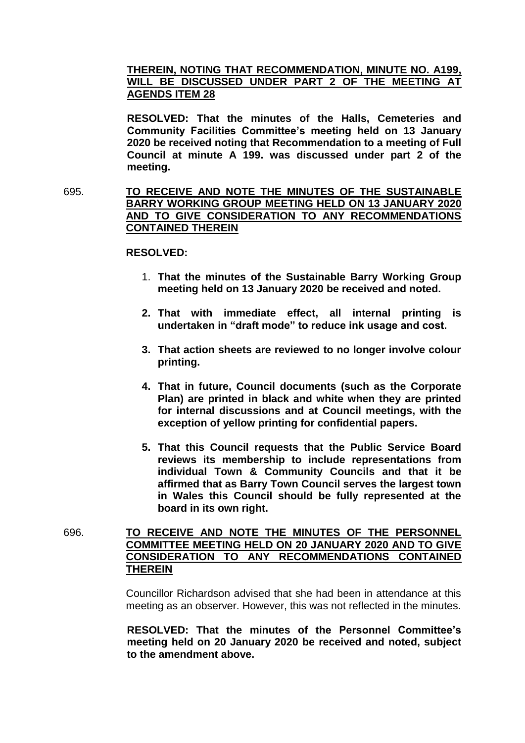**THEREIN, NOTING THAT RECOMMENDATION, MINUTE NO. A199, WILL BE DISCUSSED UNDER PART 2 OF THE MEETING AT AGENDS ITEM 28**

**RESOLVED: That the minutes of the Halls, Cemeteries and Community Facilities Committee's meeting held on 13 January 2020 be received noting that Recommendation to a meeting of Full Council at minute A 199. was discussed under part 2 of the meeting.**

695. **TO RECEIVE AND NOTE THE MINUTES OF THE SUSTAINABLE BARRY WORKING GROUP MEETING HELD ON 13 JANUARY 2020 AND TO GIVE CONSIDERATION TO ANY RECOMMENDATIONS CONTAINED THEREIN**

**RESOLVED:**

1. **That the minutes of the Sustainable Barry Working Group meeting held on 13 January 2020 be received and noted.**
2. **That with immediate effect, all internal printing is undertaken in "draft mode" to reduce ink usage and cost.**
3. **That action sheets are reviewed to no longer involve colour printing.**
4. **That in future, Council documents (such as the Corporate Plan) are printed in black and white when they are printed for internal discussions and at Council meetings, with the exception of yellow printing for confidential papers.**
5. **That this Council requests that the Public Service Board reviews its membership to include representations from individual Town & Community Councils and that it be affirmed that as Barry Town Council serves the largest town in Wales this Council should be fully represented at the board in its own right.**

696. **TO RECEIVE AND NOTE THE MINUTES OF THE PERSONNEL COMMITTEE MEETING HELD ON 20 JANUARY 2020 AND TO GIVE CONSIDERATION TO ANY RECOMMENDATIONS CONTAINED THEREIN**

Councillor Richardson advised that she had been in attendance at this meeting as an observer. However, this was not reflected in the minutes.

**RESOLVED: That the minutes of the Personnel Committee's meeting held on 20 January 2020 be received and noted, subject to the amendment above.**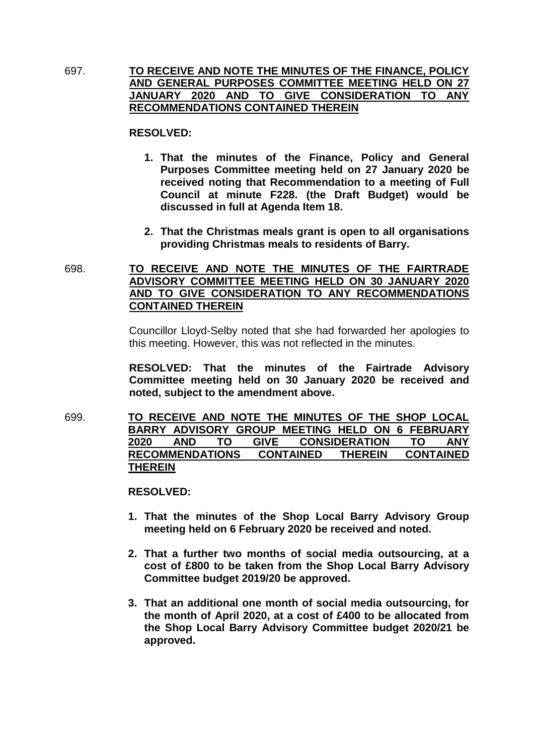697. **<u>TO RECEIVE AND NOTE THE MINUTES OF THE FINANCE, POLICY AND GENERAL PURPOSES COMMITTEE MEETING HELD ON 27 JANUARY 2020 AND TO GIVE CONSIDERATION TO ANY RECOMMENDATIONS CONTAINED THEREIN</u>**

**RESOLVED:**

1. **That the minutes of the Finance, Policy and General Purposes Committee meeting held on 27 January 2020 be received noting that Recommendation to a meeting of Full Council at minute F228. (the Draft Budget) would be discussed in full at Agenda Item 18.**

2. **That the Christmas meals grant is open to all organisations providing Christmas meals to residents of Barry.**

698. **<u>TO RECEIVE AND NOTE THE MINUTES OF THE FAIRTRADE ADVISORY COMMITTEE MEETING HELD ON 30 JANUARY 2020 AND TO GIVE CONSIDERATION TO ANY RECOMMENDATIONS CONTAINED THEREIN</u>**

Councillor Lloyd-Selby noted that she had forwarded her apologies to this meeting. However, this was not reflected in the minutes.

**RESOLVED: That the minutes of the Fairtrade Advisory Committee meeting held on 30 January 2020 be received and noted, subject to the amendment above.**

699. **<u>TO RECEIVE AND NOTE THE MINUTES OF THE SHOP LOCAL BARRY ADVISORY GROUP MEETING HELD ON 6 FEBRUARY 2020 AND TO GIVE CONSIDERATION TO ANY RECOMMENDATIONS CONTAINED THEREIN CONTAINED THEREIN</u>**

**RESOLVED:**

1. **That the minutes of the Shop Local Barry Advisory Group meeting held on 6 February 2020 be received and noted.**

2. **That a further two months of social media outsourcing, at a cost of £800 to be taken from the Shop Local Barry Advisory Committee budget 2019/20 be approved.**

3. **That an additional one month of social media outsourcing, for the month of April 2020, at a cost of £400 to be allocated from the Shop Local Barry Advisory Committee budget 2020/21 be approved.**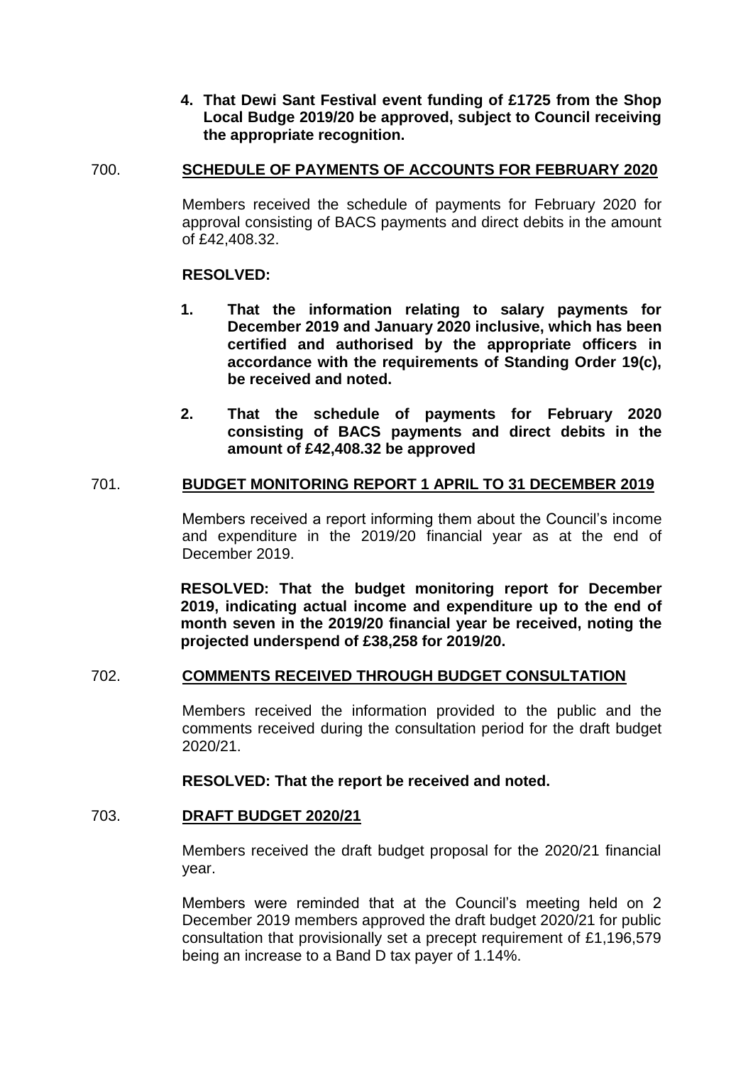**4. That Dewi Sant Festival event funding of £1725 from the Shop Local Budge 2019/20 be approved, subject to Council receiving the appropriate recognition.**

700. **SCHEDULE OF PAYMENTS OF ACCOUNTS FOR FEBRUARY 2020**

Members received the schedule of payments for February 2020 for approval consisting of BACS payments and direct debits in the amount of £42,408.32.

**RESOLVED:**

1. **That the information relating to salary payments for December 2019 and January 2020 inclusive, which has been certified and authorised by the appropriate officers in accordance with the requirements of Standing Order 19(c), be received and noted.**

2. **That the schedule of payments for February 2020 consisting of BACS payments and direct debits in the amount of £42,408.32 be approved**

701. **BUDGET MONITORING REPORT 1 APRIL TO 31 DECEMBER 2019**

Members received a report informing them about the Council's income and expenditure in the 2019/20 financial year as at the end of December 2019.

**RESOLVED: That the budget monitoring report for December 2019, indicating actual income and expenditure up to the end of month seven in the 2019/20 financial year be received, noting the projected underspend of £38,258 for 2019/20.**

702. **COMMENTS RECEIVED THROUGH BUDGET CONSULTATION**

Members received the information provided to the public and the comments received during the consultation period for the draft budget 2020/21.

**RESOLVED: That the report be received and noted.**

703. **DRAFT BUDGET 2020/21**

Members received the draft budget proposal for the 2020/21 financial year.

Members were reminded that at the Council's meeting held on 2 December 2019 members approved the draft budget 2020/21 for public consultation that provisionally set a precept requirement of £1,196,579 being an increase to a Band D tax payer of 1.14%.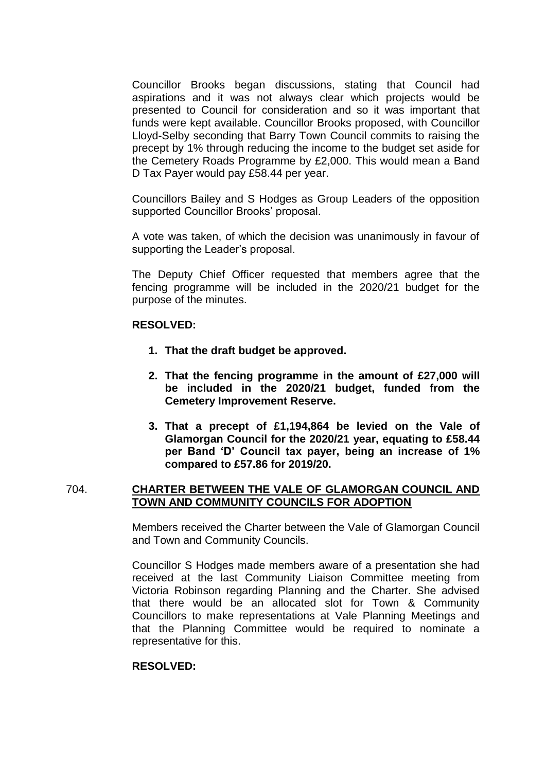Councillor Brooks began discussions, stating that Council had aspirations and it was not always clear which projects would be presented to Council for consideration and so it was important that funds were kept available. Councillor Brooks proposed, with Councillor Lloyd-Selby seconding that Barry Town Council commits to raising the precept by 1% through reducing the income to the budget set aside for the Cemetery Roads Programme by £2,000. This would mean a Band D Tax Payer would pay £58.44 per year.

Councillors Bailey and S Hodges as Group Leaders of the opposition supported Councillor Brooks' proposal.

A vote was taken, of which the decision was unanimously in favour of supporting the Leader's proposal.

The Deputy Chief Officer requested that members agree that the fencing programme will be included in the 2020/21 budget for the purpose of the minutes.

**RESOLVED:**

1. **That the draft budget be approved.**
2. **That the fencing programme in the amount of £27,000 will be included in the 2020/21 budget, funded from the Cemetery Improvement Reserve.**
3. **That a precept of £1,194,864 be levied on the Vale of Glamorgan Council for the 2020/21 year, equating to £58.44 per Band 'D' Council tax payer, being an increase of 1% compared to £57.86 for 2019/20.**

## 704. CHARTER BETWEEN THE VALE OF GLAMORGAN COUNCIL AND TOWN AND COMMUNITY COUNCILS FOR ADOPTION

Members received the Charter between the Vale of Glamorgan Council and Town and Community Councils.

Councillor S Hodges made members aware of a presentation she had received at the last Community Liaison Committee meeting from Victoria Robinson regarding Planning and the Charter. She advised that there would be an allocated slot for Town & Community Councillors to make representations at Vale Planning Meetings and that the Planning Committee would be required to nominate a representative for this.

**RESOLVED:**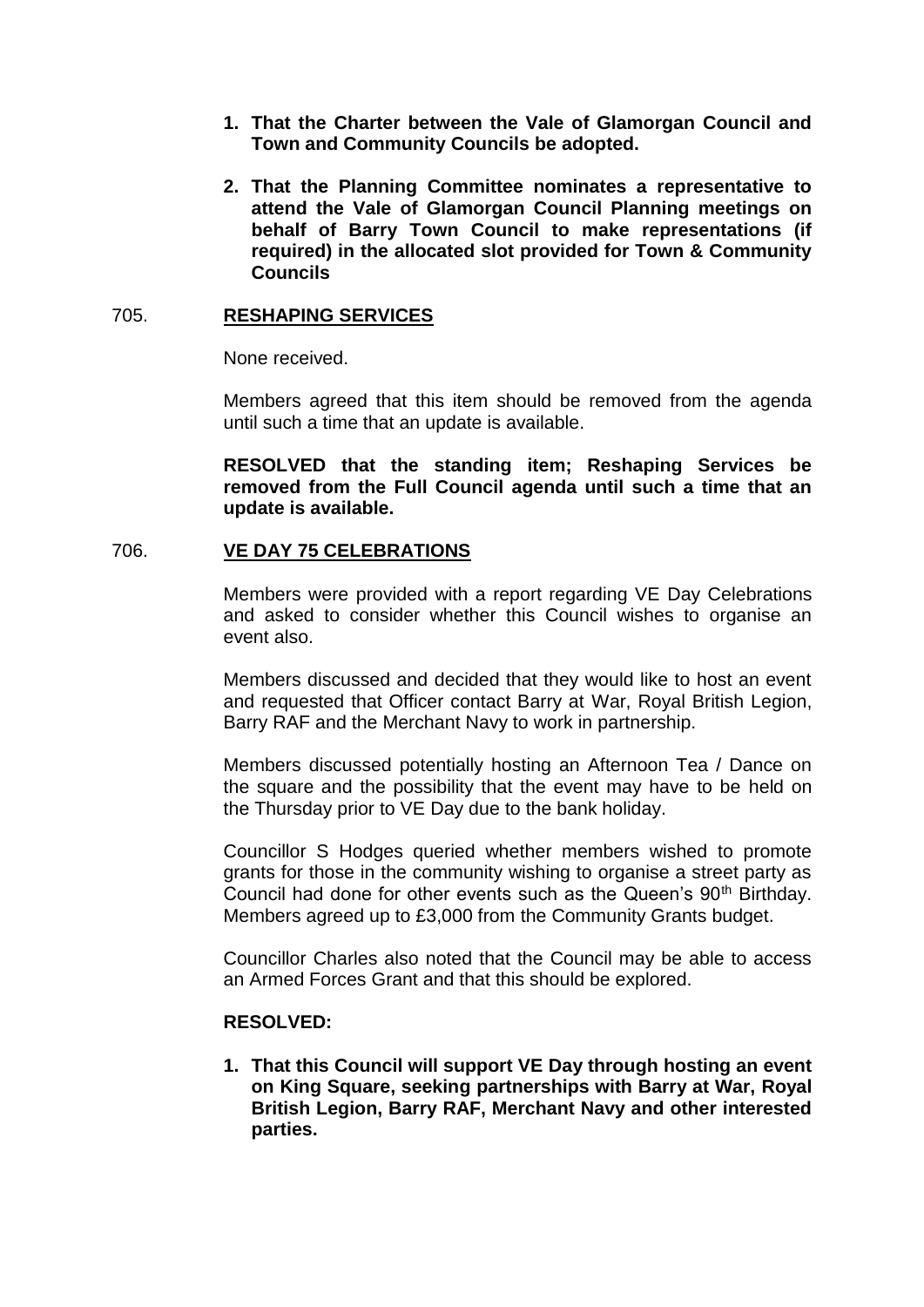1. **That the Charter between the Vale of Glamorgan Council and Town and Community Councils be adopted.**

2. **That the Planning Committee nominates a representative to attend the Vale of Glamorgan Council Planning meetings on behalf of Barry Town Council to make representations (if required) in the allocated slot provided for Town & Community Councils**

## 705. RESHAPING SERVICES

None received.

Members agreed that this item should be removed from the agenda until such a time that an update is available.

**RESOLVED that the standing item; Reshaping Services be removed from the Full Council agenda until such a time that an update is available.**

## 706. VE DAY 75 CELEBRATIONS

Members were provided with a report regarding VE Day Celebrations and asked to consider whether this Council wishes to organise an event also.

Members discussed and decided that they would like to host an event and requested that Officer contact Barry at War, Royal British Legion, Barry RAF and the Merchant Navy to work in partnership.

Members discussed potentially hosting an Afternoon Tea / Dance on the square and the possibility that the event may have to be held on the Thursday prior to VE Day due to the bank holiday.

Councillor S Hodges queried whether members wished to promote grants for those in the community wishing to organise a street party as Council had done for other events such as the Queen's 90th Birthday. Members agreed up to £3,000 from the Community Grants budget.

Councillor Charles also noted that the Council may be able to access an Armed Forces Grant and that this should be explored.

**RESOLVED:**

1. **That this Council will support VE Day through hosting an event on King Square, seeking partnerships with Barry at War, Royal British Legion, Barry RAF, Merchant Navy and other interested parties.**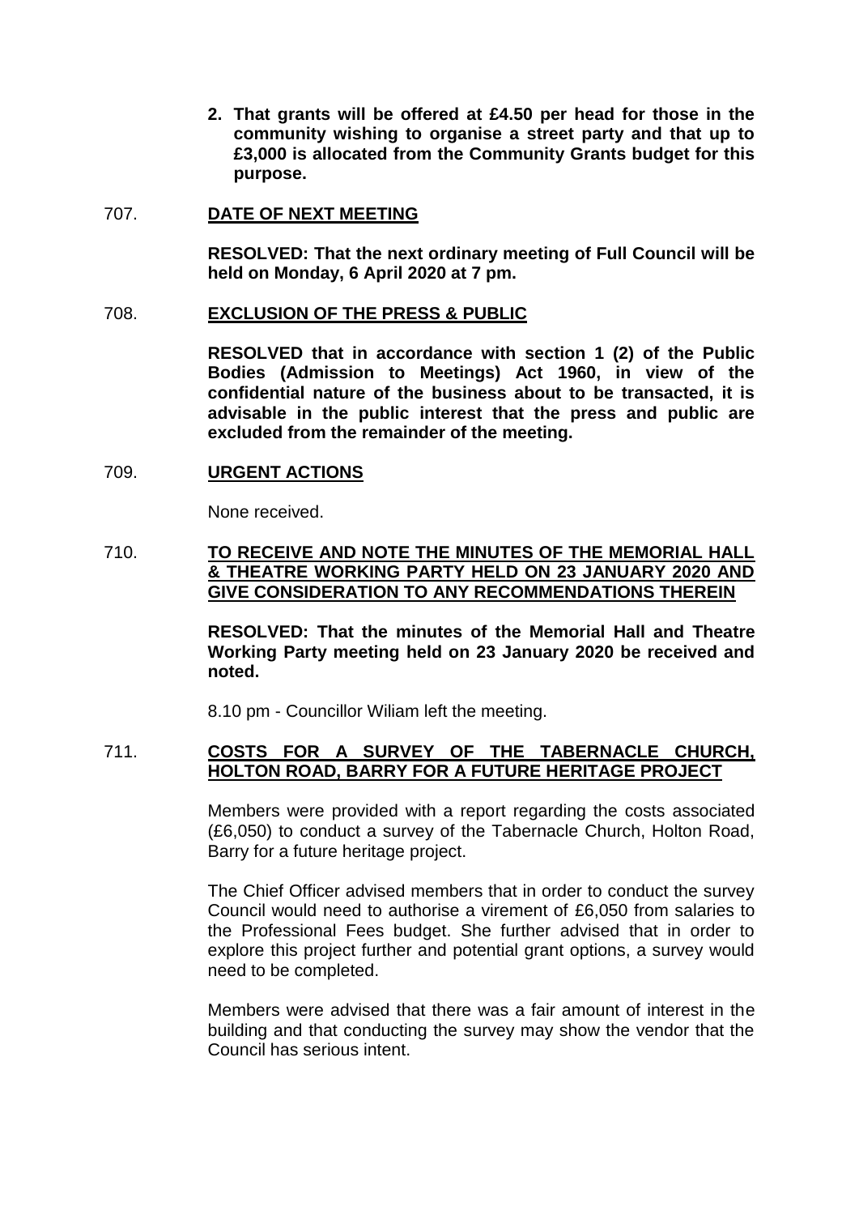**2. That grants will be offered at £4.50 per head for those in the community wishing to organise a street party and that up to £3,000 is allocated from the Community Grants budget for this purpose.**

707. **DATE OF NEXT MEETING**

**RESOLVED: That the next ordinary meeting of Full Council will be held on Monday, 6 April 2020 at 7 pm.**

708. **EXCLUSION OF THE PRESS & PUBLIC**

**RESOLVED that in accordance with section 1 (2) of the Public Bodies (Admission to Meetings) Act 1960, in view of the confidential nature of the business about to be transacted, it is advisable in the public interest that the press and public are excluded from the remainder of the meeting.**

709. **URGENT ACTIONS**

None received.

710. **TO RECEIVE AND NOTE THE MINUTES OF THE MEMORIAL HALL & THEATRE WORKING PARTY HELD ON 23 JANUARY 2020 AND GIVE CONSIDERATION TO ANY RECOMMENDATIONS THEREIN**

**RESOLVED: That the minutes of the Memorial Hall and Theatre Working Party meeting held on 23 January 2020 be received and noted.**

8.10 pm - Councillor Wiliam left the meeting.

711. **COSTS FOR A SURVEY OF THE TABERNACLE CHURCH, HOLTON ROAD, BARRY FOR A FUTURE HERITAGE PROJECT**

Members were provided with a report regarding the costs associated (£6,050) to conduct a survey of the Tabernacle Church, Holton Road, Barry for a future heritage project.

The Chief Officer advised members that in order to conduct the survey Council would need to authorise a virement of £6,050 from salaries to the Professional Fees budget. She further advised that in order to explore this project further and potential grant options, a survey would need to be completed.

Members were advised that there was a fair amount of interest in the building and that conducting the survey may show the vendor that the Council has serious intent.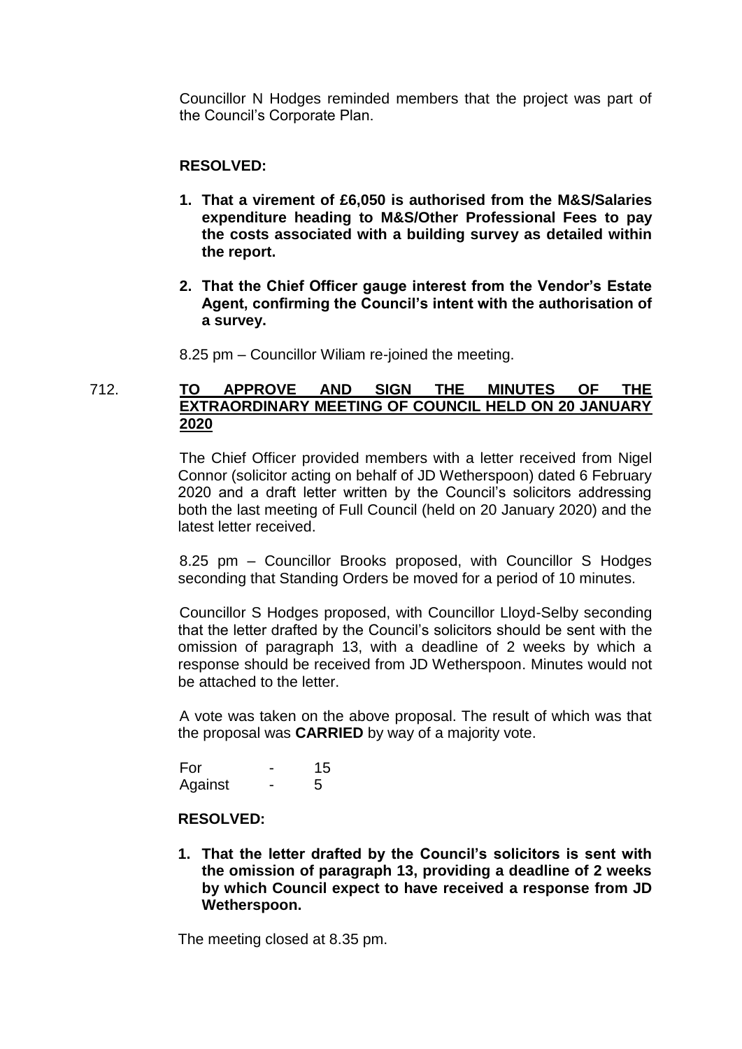Councillor N Hodges reminded members that the project was part of the Council's Corporate Plan.

**RESOLVED:**

1. **That a virement of £6,050 is authorised from the M&S/Salaries expenditure heading to M&S/Other Professional Fees to pay the costs associated with a building survey as detailed within the report.**

2. **That the Chief Officer gauge interest from the Vendor's Estate Agent, confirming the Council's intent with the authorisation of a survey.**

8.25 pm – Councillor Wiliam re-joined the meeting.

## 712. **<u>TO APPROVE AND SIGN THE MINUTES OF THE EXTRAORDINARY MEETING OF COUNCIL HELD ON 20 JANUARY 2020</u>**

The Chief Officer provided members with a letter received from Nigel Connor (solicitor acting on behalf of JD Wetherspoon) dated 6 February 2020 and a draft letter written by the Council's solicitors addressing both the last meeting of Full Council (held on 20 January 2020) and the latest letter received.

8.25 pm – Councillor Brooks proposed, with Councillor S Hodges seconding that Standing Orders be moved for a period of 10 minutes.

Councillor S Hodges proposed, with Councillor Lloyd-Selby seconding that the letter drafted by the Council's solicitors should be sent with the omission of paragraph 13, with a deadline of 2 weeks by which a response should be received from JD Wetherspoon. Minutes would not be attached to the letter.

A vote was taken on the above proposal. The result of which was that the proposal was **CARRIED** by way of a majority vote.

| | | |
|---|---|---|
| For | - | 15 |
| Against | - | 5 |

**RESOLVED:**

1. **That the letter drafted by the Council's solicitors is sent with the omission of paragraph 13, providing a deadline of 2 weeks by which Council expect to have received a response from JD Wetherspoon.**

The meeting closed at 8.35 pm.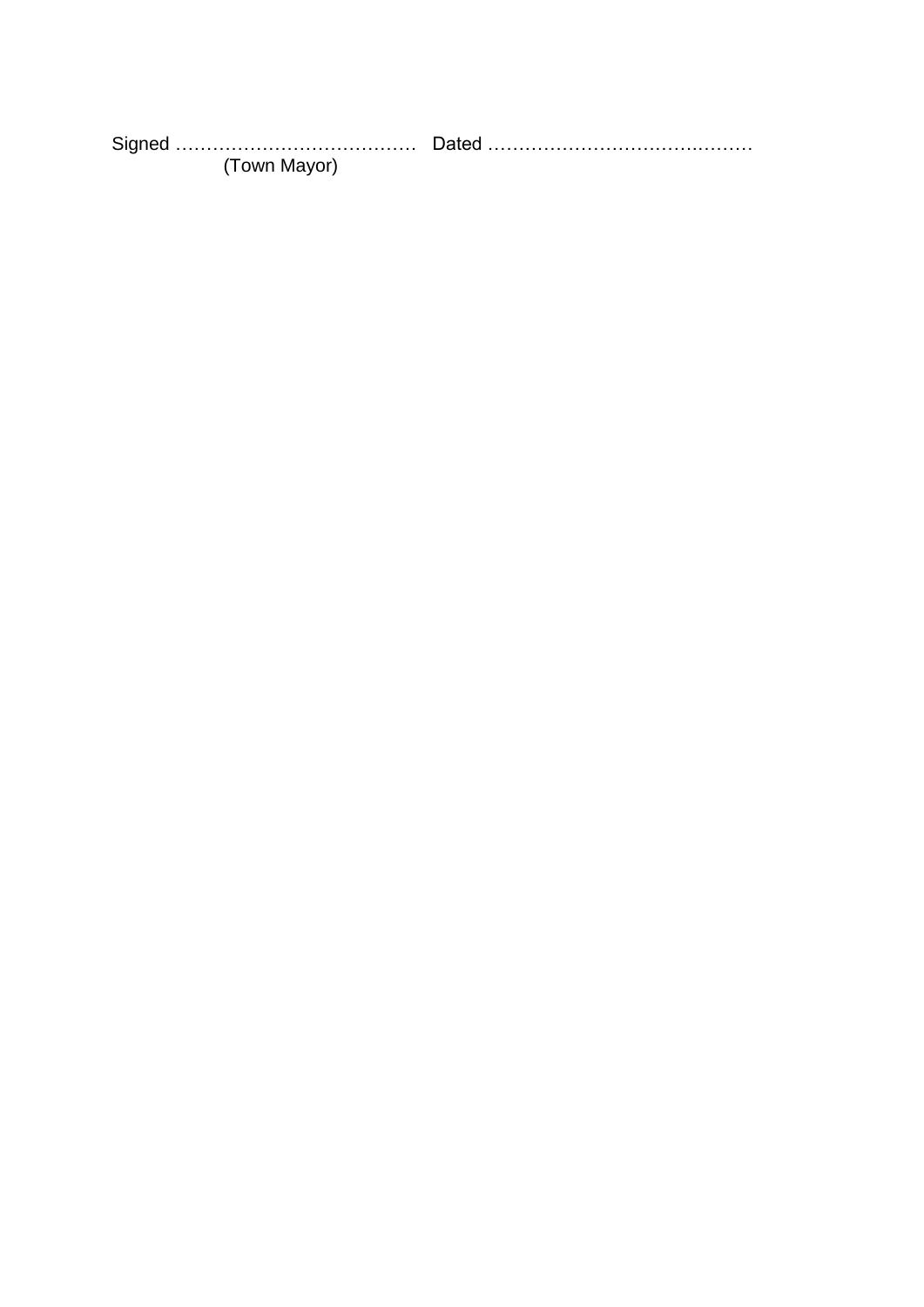Signed ………………………………… Dated ……………………………………
(Town Mayor)